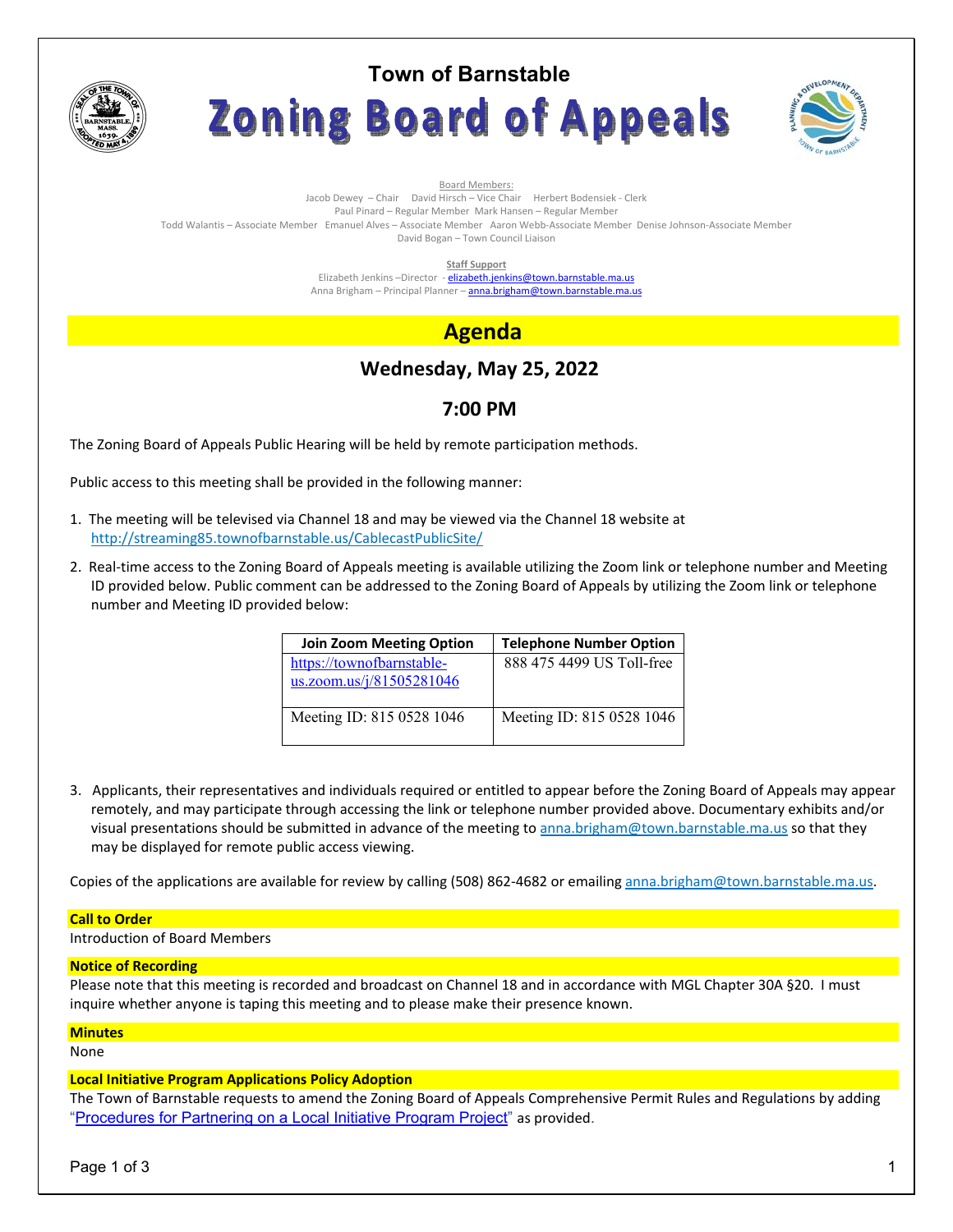# Town of Barnstable

# Zoning Board of Appeals

Board Members:

Jacob Dewey – Chair David Hirsch – Vice Chair Herbert Bodensiek - Clerk
Paul Pinard – Regular Member Mark Hansen – Regular Member
Todd Walantis – Associate Member Emanuel Alves – Associate Member Aaron Webb-Associate Member Denise Johnson-Associate Member
David Bogan – Town Council Liaison

Staff Support

Elizabeth Jenkins –Director - elizabeth.jenkins@town.barnstable.ma.us
Anna Brigham – Principal Planner – anna.brigham@town.barnstable.ma.us

## Agenda

### Wednesday, May 25, 2022

### 7:00 PM

The Zoning Board of Appeals Public Hearing will be held by remote participation methods.

Public access to this meeting shall be provided in the following manner:

1. The meeting will be televised via Channel 18 and may be viewed via the Channel 18 website at http://streaming85.townofbarnstable.us/CablecastPublicSite/
2. Real-time access to the Zoning Board of Appeals meeting is available utilizing the Zoom link or telephone number and Meeting ID provided below. Public comment can be addressed to the Zoning Board of Appeals by utilizing the Zoom link or telephone number and Meeting ID provided below:

| Join Zoom Meeting Option | Telephone Number Option |
| --- | --- |
| https://townofbarnstable-us.zoom.us/j/81505281046 | 888 475 4499 US Toll-free |
| Meeting ID: 815 0528 1046 | Meeting ID: 815 0528 1046 |

3. Applicants, their representatives and individuals required or entitled to appear before the Zoning Board of Appeals may appear remotely, and may participate through accessing the link or telephone number provided above. Documentary exhibits and/or visual presentations should be submitted in advance of the meeting to anna.brigham@town.barnstable.ma.us so that they may be displayed for remote public access viewing.

Copies of the applications are available for review by calling (508) 862-4682 or emailing anna.brigham@town.barnstable.ma.us.

**Call to Order**

Introduction of Board Members

**Notice of Recording**

Please note that this meeting is recorded and broadcast on Channel 18 and in accordance with MGL Chapter 30A §20. I must inquire whether anyone is taping this meeting and to please make their presence known.

**Minutes**

None

**Local Initiative Program Applications Policy Adoption**

The Town of Barnstable requests to amend the Zoning Board of Appeals Comprehensive Permit Rules and Regulations by adding "Procedures for Partnering on a Local Initiative Program Project" as provided.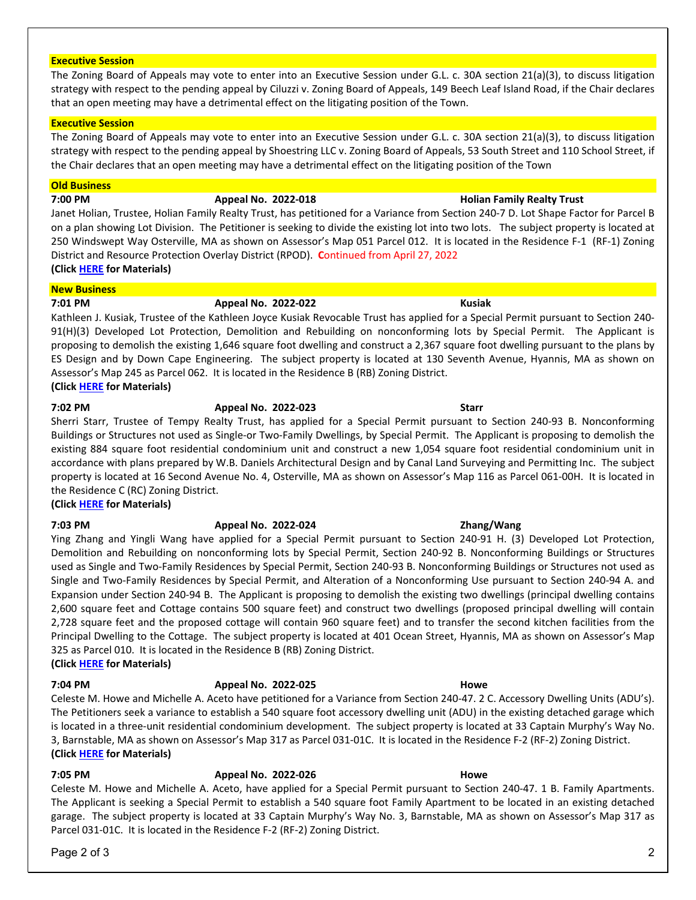### Executive Session

The Zoning Board of Appeals may vote to enter into an Executive Session under G.L. c. 30A section 21(a)(3), to discuss litigation strategy with respect to the pending appeal by Ciluzzi v. Zoning Board of Appeals, 149 Beech Leaf Island Road, if the Chair declares that an open meeting may have a detrimental effect on the litigating position of the Town.

### Executive Session

The Zoning Board of Appeals may vote to enter into an Executive Session under G.L. c. 30A section 21(a)(3), to discuss litigation strategy with respect to the pending appeal by Shoestring LLC v. Zoning Board of Appeals, 53 South Street and 110 School Street, if the Chair declares that an open meeting may have a detrimental effect on the litigating position of the Town

### Old Business

**7:00 PM** **Appeal No. 2022-018** **Holian Family Realty Trust**

Janet Holian, Trustee, Holian Family Realty Trust, has petitioned for a Variance from Section 240-7 D. Lot Shape Factor for Parcel B on a plan showing Lot Division. The Petitioner is seeking to divide the existing lot into two lots. The subject property is located at 250 Windswept Way Osterville, MA as shown on Assessor's Map 051 Parcel 012. It is located in the Residence F-1 (RF-1) Zoning District and Resource Protection Overlay District (RPOD). Continued from April 27, 2022

**(Click HERE for Materials)**

### New Business

**7:01 PM** **Appeal No. 2022-022** **Kusiak**

Kathleen J. Kusiak, Trustee of the Kathleen Joyce Kusiak Revocable Trust has applied for a Special Permit pursuant to Section 240-91(H)(3) Developed Lot Protection, Demolition and Rebuilding on nonconforming lots by Special Permit. The Applicant is proposing to demolish the existing 1,646 square foot dwelling and construct a 2,367 square foot dwelling pursuant to the plans by ES Design and by Down Cape Engineering. The subject property is located at 130 Seventh Avenue, Hyannis, MA as shown on Assessor's Map 245 as Parcel 062. It is located in the Residence B (RB) Zoning District.

**(Click HERE for Materials)**

**7:02 PM** **Appeal No. 2022-023** **Starr**

Sherri Starr, Trustee of Tempy Realty Trust, has applied for a Special Permit pursuant to Section 240-93 B. Nonconforming Buildings or Structures not used as Single-or Two-Family Dwellings, by Special Permit. The Applicant is proposing to demolish the existing 884 square foot residential condominium unit and construct a new 1,054 square foot residential condominium unit in accordance with plans prepared by W.B. Daniels Architectural Design and by Canal Land Surveying and Permitting Inc. The subject property is located at 16 Second Avenue No. 4, Osterville, MA as shown on Assessor's Map 116 as Parcel 061-00H. It is located in the Residence C (RC) Zoning District.

**(Click HERE for Materials)**

**7:03 PM** **Appeal No. 2022-024** **Zhang/Wang**

Ying Zhang and Yingli Wang have applied for a Special Permit pursuant to Section 240-91 H. (3) Developed Lot Protection, Demolition and Rebuilding on nonconforming lots by Special Permit, Section 240-92 B. Nonconforming Buildings or Structures used as Single and Two-Family Residences by Special Permit, Section 240-93 B. Nonconforming Buildings or Structures not used as Single and Two-Family Residences by Special Permit, and Alteration of a Nonconforming Use pursuant to Section 240-94 A. and Expansion under Section 240-94 B. The Applicant is proposing to demolish the existing two dwellings (principal dwelling contains 2,600 square feet and Cottage contains 500 square feet) and construct two dwellings (proposed principal dwelling will contain 2,728 square feet and the proposed cottage will contain 960 square feet) and to transfer the second kitchen facilities from the Principal Dwelling to the Cottage. The subject property is located at 401 Ocean Street, Hyannis, MA as shown on Assessor's Map 325 as Parcel 010. It is located in the Residence B (RB) Zoning District.

**(Click HERE for Materials)**

**7:04 PM** **Appeal No. 2022-025** **Howe**

Celeste M. Howe and Michelle A. Aceto have petitioned for a Variance from Section 240-47. 2 C. Accessory Dwelling Units (ADU's). The Petitioners seek a variance to establish a 540 square foot accessory dwelling unit (ADU) in the existing detached garage which is located in a three-unit residential condominium development. The subject property is located at 33 Captain Murphy's Way No. 3, Barnstable, MA as shown on Assessor's Map 317 as Parcel 031-01C. It is located in the Residence F-2 (RF-2) Zoning District.

**(Click HERE for Materials)**

**7:05 PM** **Appeal No. 2022-026** **Howe**

Celeste M. Howe and Michelle A. Aceto, have applied for a Special Permit pursuant to Section 240-47. 1 B. Family Apartments. The Applicant is seeking a Special Permit to establish a 540 square foot Family Apartment to be located in an existing detached garage. The subject property is located at 33 Captain Murphy's Way No. 3, Barnstable, MA as shown on Assessor's Map 317 as Parcel 031-01C. It is located in the Residence F-2 (RF-2) Zoning District.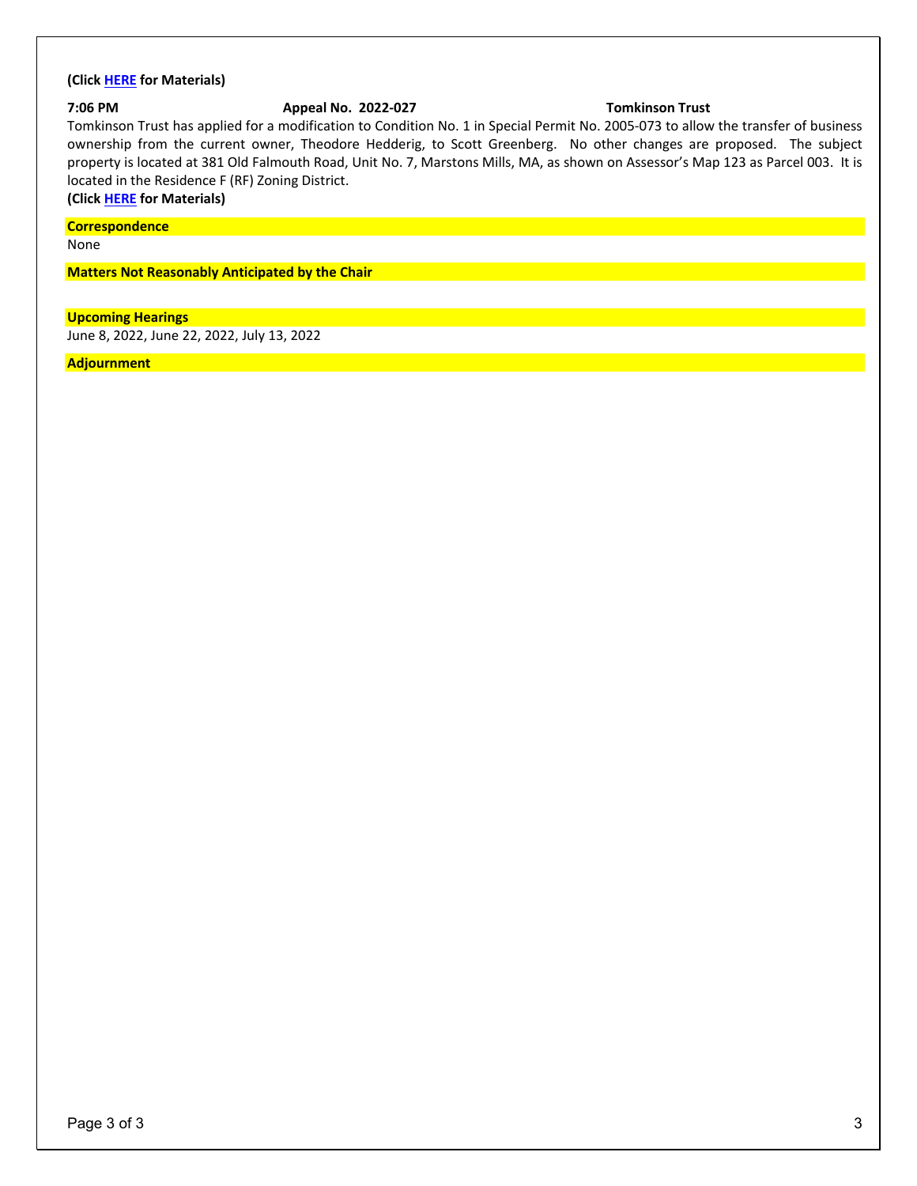**(Click HERE for Materials)**

**7:06 PM** **Appeal No. 2022-027** **Tomkinson Trust**

Tomkinson Trust has applied for a modification to Condition No. 1 in Special Permit No. 2005-073 to allow the transfer of business ownership from the current owner, Theodore Hedderig, to Scott Greenberg. No other changes are proposed. The subject property is located at 381 Old Falmouth Road, Unit No. 7, Marstons Mills, MA, as shown on Assessor's Map 123 as Parcel 003. It is located in the Residence F (RF) Zoning District.

**(Click HERE for Materials)**

**Correspondence**

None

**Matters Not Reasonably Anticipated by the Chair**

**Upcoming Hearings**

June 8, 2022, June 22, 2022, July 13, 2022

**Adjournment**